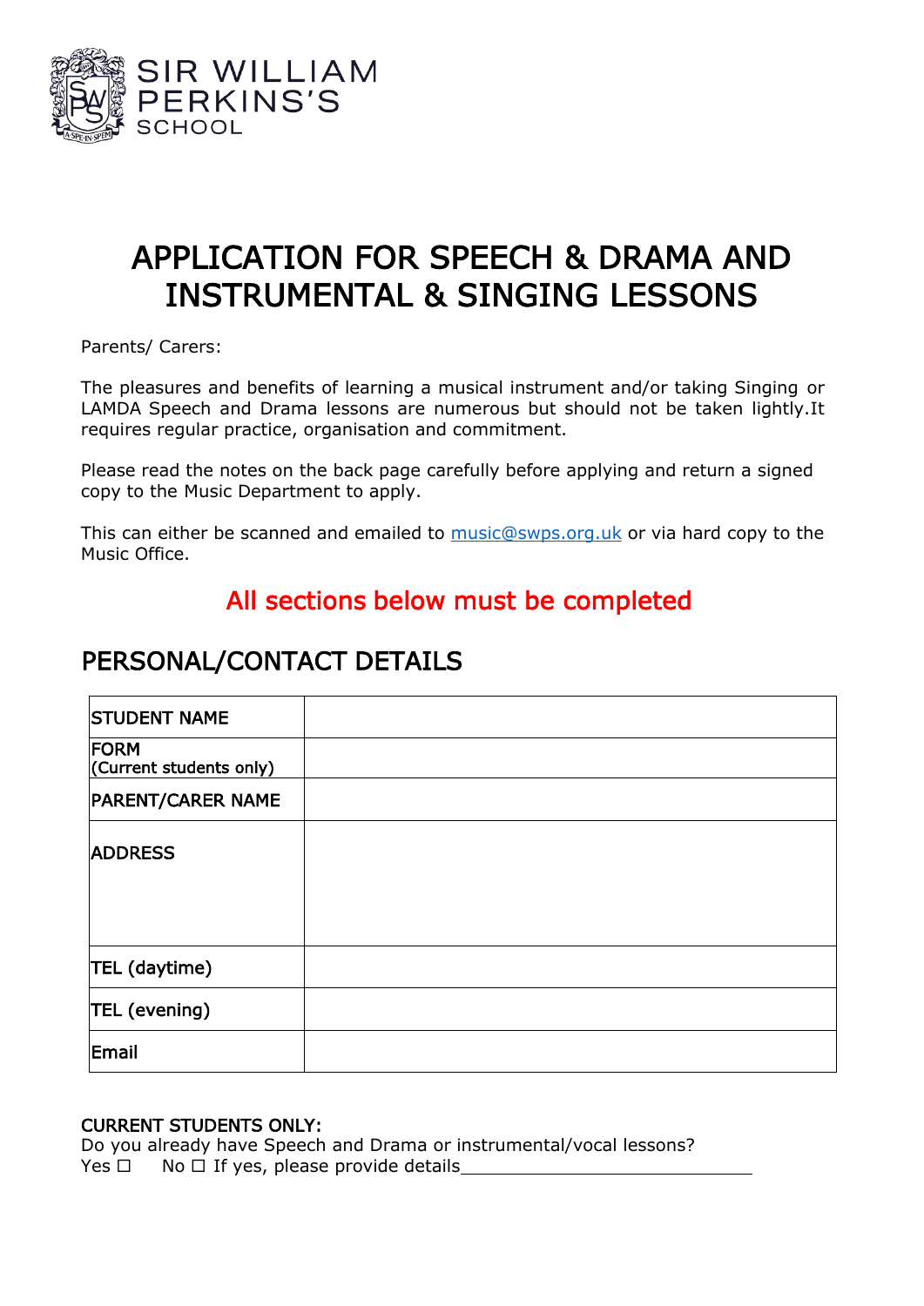SIR WILLIAM PERKINS'S SCHOOL

# APPLICATION FOR SPEECH & DRAMA AND INSTRUMENTAL & SINGING LESSONS

Parents/ Carers:

The pleasures and benefits of learning a musical instrument and/or taking Singing or LAMDA Speech and Drama lessons are numerous but should not be taken lightly.It requires regular practice, organisation and commitment.

Please read the notes on the back page carefully before applying and return a signed copy to the Music Department to apply.

This can either be scanned and emailed to [music@swps.org.uk](mailto:music@swps.org.uk) or via hard copy to the Music Office.

**All sections below must be completed**

## PERSONAL/CONTACT DETAILS

| | |
|---|---|
| STUDENT NAME | |
| FORM (Current students only) | |
| PARENT/CARER NAME | |
| ADDRESS | |
| TEL (daytime) | |
| TEL (evening) | |
| Email | |

**CURRENT STUDENTS ONLY:**
Do you already have Speech and Drama or instrumental/vocal lessons?
Yes ☐ No ☐ If yes, please provide details______________________________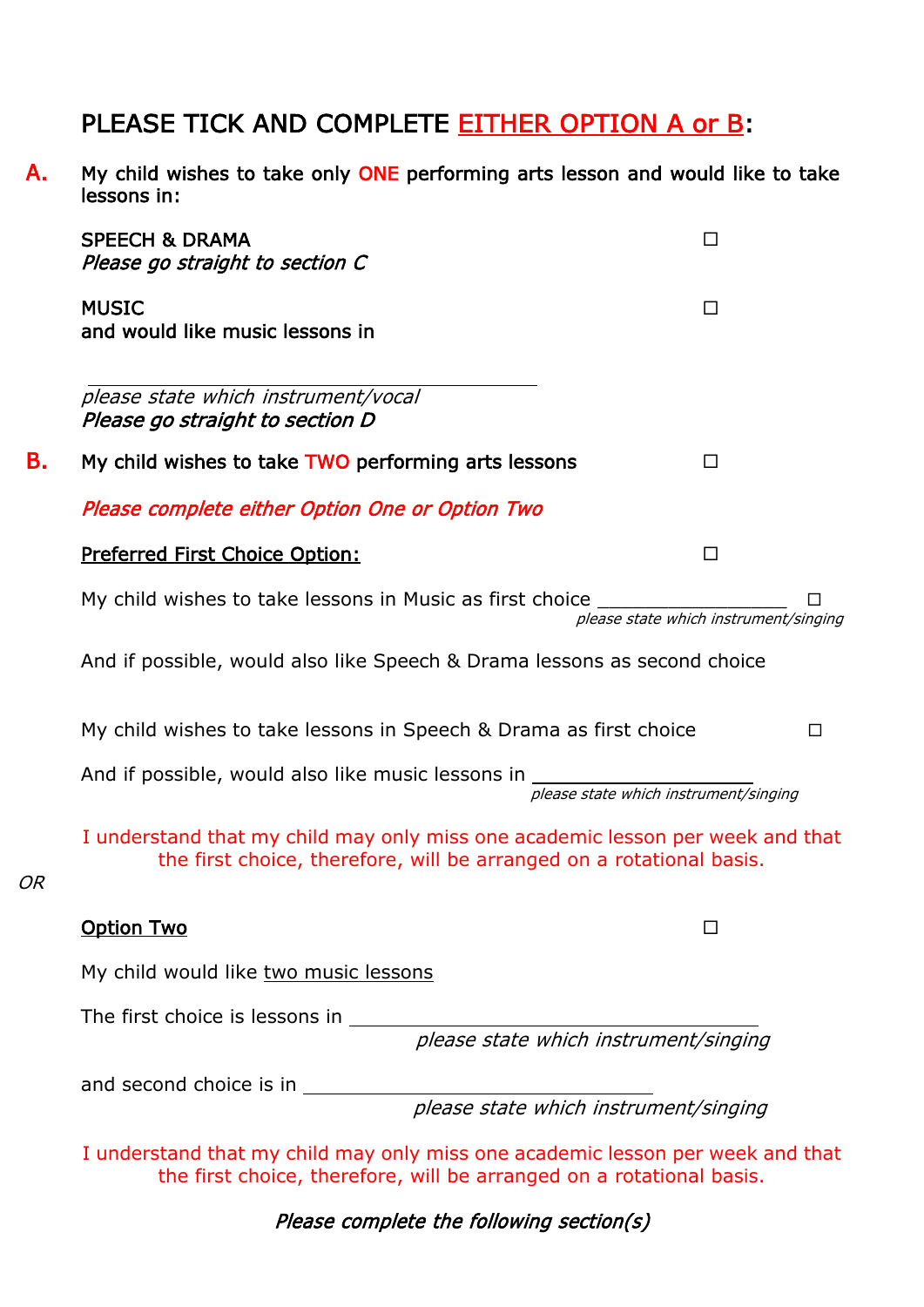## PLEASE TICK AND COMPLETE EITHER OPTION A or B:

**A.** My child wishes to take only ONE performing arts lesson and would like to take lessons in:

SPEECH & DRAMA ☐
*Please go straight to section C*

MUSIC ☐
and would like music lessons in

\_\_\_\_\_\_\_\_\_\_\_\_\_\_\_\_\_\_\_\_\_\_\_\_\_\_\_\_\_\_\_\_\_\_\_\_\_\_\_\_
*please state which instrument/vocal*
*Please go straight to section D*

**B.** My child wishes to take TWO performing arts lessons ☐

*Please complete either Option One or Option Two*

Preferred First Choice Option: ☐

My child wishes to take lessons in Music as first choice \_\_\_\_\_\_\_\_\_\_\_\_\_\_\_\_\_ ☐
*please state which instrument/singing*

And if possible, would also like Speech & Drama lessons as second choice

My child wishes to take lessons in Speech & Drama as first choice ☐

And if possible, would also like music lessons in \_\_\_\_\_\_\_\_\_\_\_\_\_\_\_\_\_\_\_\_
*please state which instrument/singing*

I understand that my child may only miss one academic lesson per week and that the first choice, therefore, will be arranged on a rotational basis.

*OR*

Option Two ☐

My child would like two music lessons

The first choice is lessons in \_\_\_\_\_\_\_\_\_\_\_\_\_\_\_\_\_\_\_\_\_\_\_\_\_\_\_\_\_\_\_\_\_\_\_\_\_\_
*please state which instrument/singing*

and second choice is in \_\_\_\_\_\_\_\_\_\_\_\_\_\_\_\_\_\_\_\_\_\_\_\_\_\_\_\_\_\_\_\_
*please state which instrument/singing*

I understand that my child may only miss one academic lesson per week and that the first choice, therefore, will be arranged on a rotational basis.

*Please complete the following section(s)*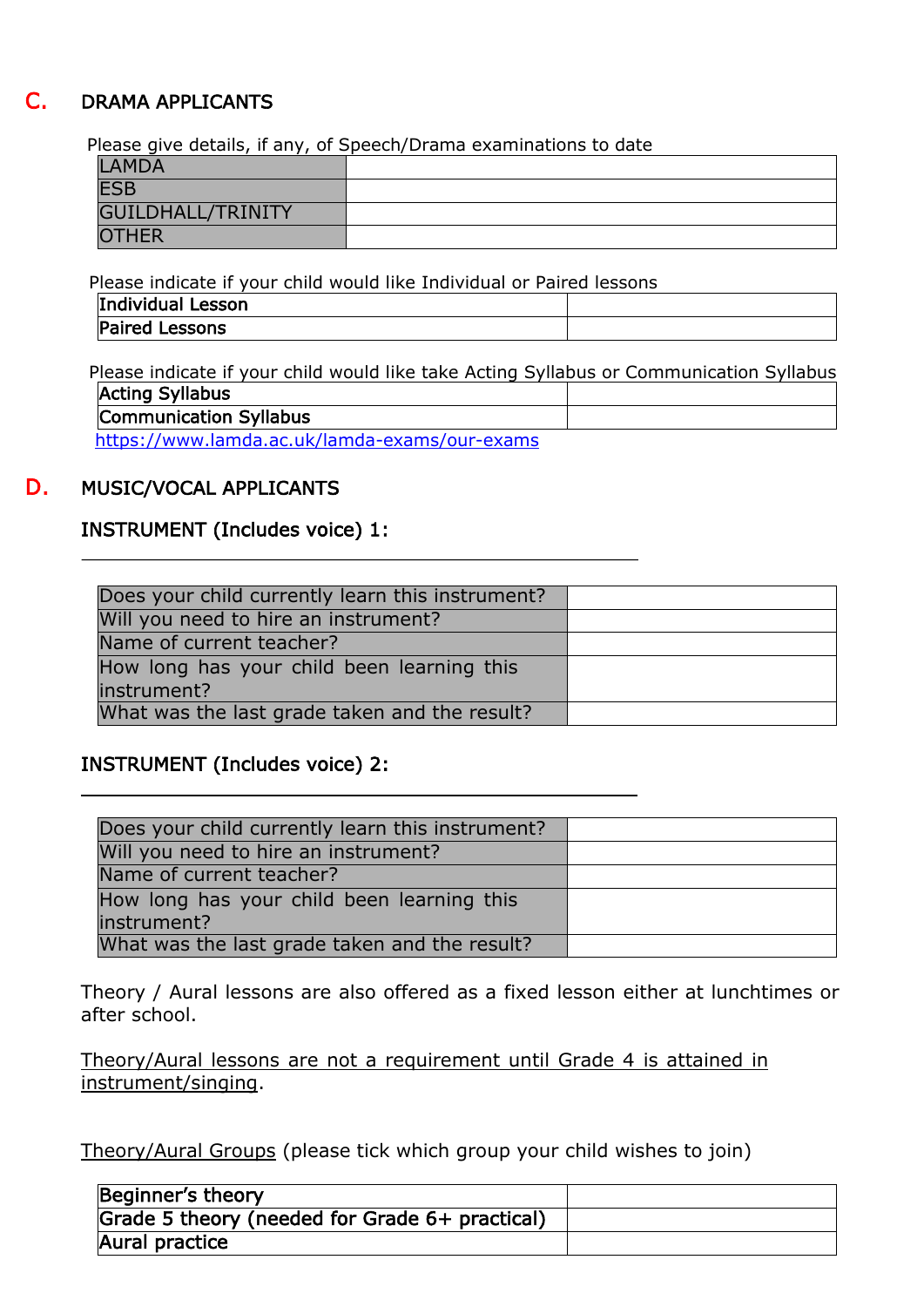## C. DRAMA APPLICANTS

Please give details, if any, of Speech/Drama examinations to date

| | |
|---|---|
| LAMDA | |
| ESB | |
| GUILDHALL/TRINITY | |
| OTHER | |

Please indicate if your child would like Individual or Paired lessons

| | |
|---|---|
| **Individual Lesson** | |
| **Paired Lessons** | |

Please indicate if your child would like take Acting Syllabus or Communication Syllabus

| | |
|---|---|
| **Acting Syllabus** | |
| **Communication Syllabus** | |

https://www.lamda.ac.uk/lamda-exams/our-exams

## D. MUSIC/VOCAL APPLICANTS

### INSTRUMENT (Includes voice) 1:

\_\_\_\_\_\_\_\_\_\_\_\_\_\_\_\_\_\_\_\_\_\_\_\_\_\_\_\_\_\_\_\_\_\_\_\_\_\_\_\_\_\_\_\_\_\_\_\_

| | |
|---|---|
| Does your child currently learn this instrument? | |
| Will you need to hire an instrument? | |
| Name of current teacher? | |
| How long has your child been learning this instrument? | |
| What was the last grade taken and the result? | |

### INSTRUMENT (Includes voice) 2:

\_\_\_\_\_\_\_\_\_\_\_\_\_\_\_\_\_\_\_\_\_\_\_\_\_\_\_\_\_\_\_\_\_\_\_\_\_\_\_\_\_\_\_\_\_\_\_\_

| | |
|---|---|
| Does your child currently learn this instrument? | |
| Will you need to hire an instrument? | |
| Name of current teacher? | |
| How long has your child been learning this instrument? | |
| What was the last grade taken and the result? | |

Theory / Aural lessons are also offered as a fixed lesson either at lunchtimes or after school.

<u>Theory/Aural lessons are not a requirement until Grade 4 is attained in instrument/singing</u>.

<u>Theory/Aural Groups</u> (please tick which group your child wishes to join)

| | |
|---|---|
| **Beginner's theory** | |
| **Grade 5 theory (needed for Grade 6+ practical)** | |
| **Aural practice** | |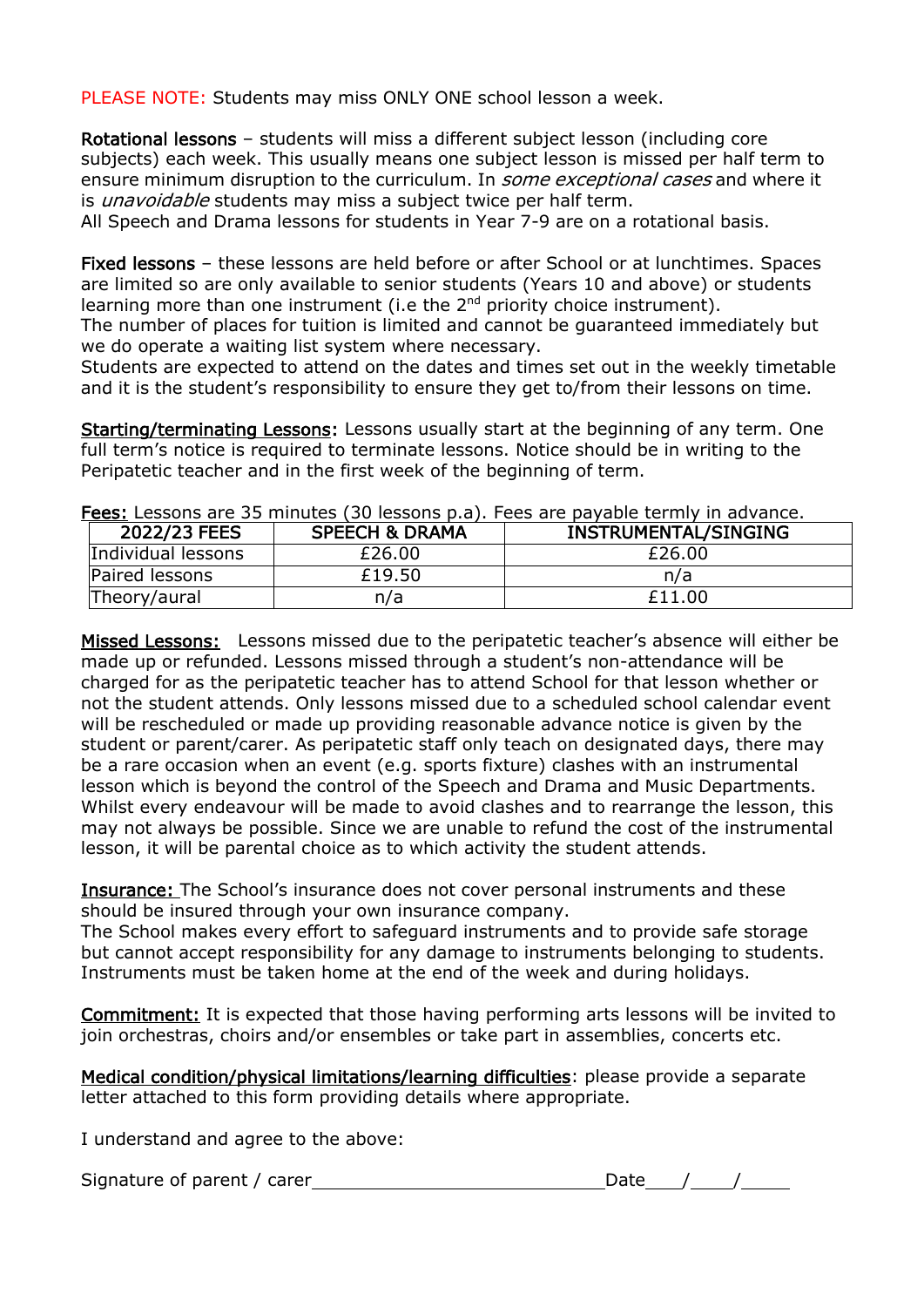PLEASE NOTE: Students may miss ONLY ONE school lesson a week.

**Rotational lessons** – students will miss a different subject lesson (including core subjects) each week. This usually means one subject lesson is missed per half term to ensure minimum disruption to the curriculum. In *some exceptional cases* and where it is *unavoidable* students may miss a subject twice per half term.
All Speech and Drama lessons for students in Year 7-9 are on a rotational basis.

**Fixed lessons** – these lessons are held before or after School or at lunchtimes. Spaces are limited so are only available to senior students (Years 10 and above) or students learning more than one instrument (i.e the 2nd priority choice instrument).
The number of places for tuition is limited and cannot be guaranteed immediately but we do operate a waiting list system where necessary.
Students are expected to attend on the dates and times set out in the weekly timetable and it is the student's responsibility to ensure they get to/from their lessons on time.

**Starting/terminating Lessons:** Lessons usually start at the beginning of any term. One full term's notice is required to terminate lessons. Notice should be in writing to the Peripatetic teacher and in the first week of the beginning of term.

**Fees:** Lessons are 35 minutes (30 lessons p.a). Fees are payable termly in advance.

| 2022/23 FEES | SPEECH & DRAMA | INSTRUMENTAL/SINGING |
|---|---|---|
| Individual lessons | £26.00 | £26.00 |
| Paired lessons | £19.50 | n/a |
| Theory/aural | n/a | £11.00 |

**Missed Lessons:** Lessons missed due to the peripatetic teacher's absence will either be made up or refunded. Lessons missed through a student's non-attendance will be charged for as the peripatetic teacher has to attend School for that lesson whether or not the student attends. Only lessons missed due to a scheduled school calendar event will be rescheduled or made up providing reasonable advance notice is given by the student or parent/carer. As peripatetic staff only teach on designated days, there may be a rare occasion when an event (e.g. sports fixture) clashes with an instrumental lesson which is beyond the control of the Speech and Drama and Music Departments. Whilst every endeavour will be made to avoid clashes and to rearrange the lesson, this may not always be possible. Since we are unable to refund the cost of the instrumental lesson, it will be parental choice as to which activity the student attends.

**Insurance:** The School's insurance does not cover personal instruments and these should be insured through your own insurance company.
The School makes every effort to safeguard instruments and to provide safe storage but cannot accept responsibility for any damage to instruments belonging to students. Instruments must be taken home at the end of the week and during holidays.

**Commitment:** It is expected that those having performing arts lessons will be invited to join orchestras, choirs and/or ensembles or take part in assemblies, concerts etc.

**Medical condition/physical limitations/learning difficulties**: please provide a separate letter attached to this form providing details where appropriate.

I understand and agree to the above:

Signature of parent / carer ____________________________ Date ___/___/_____